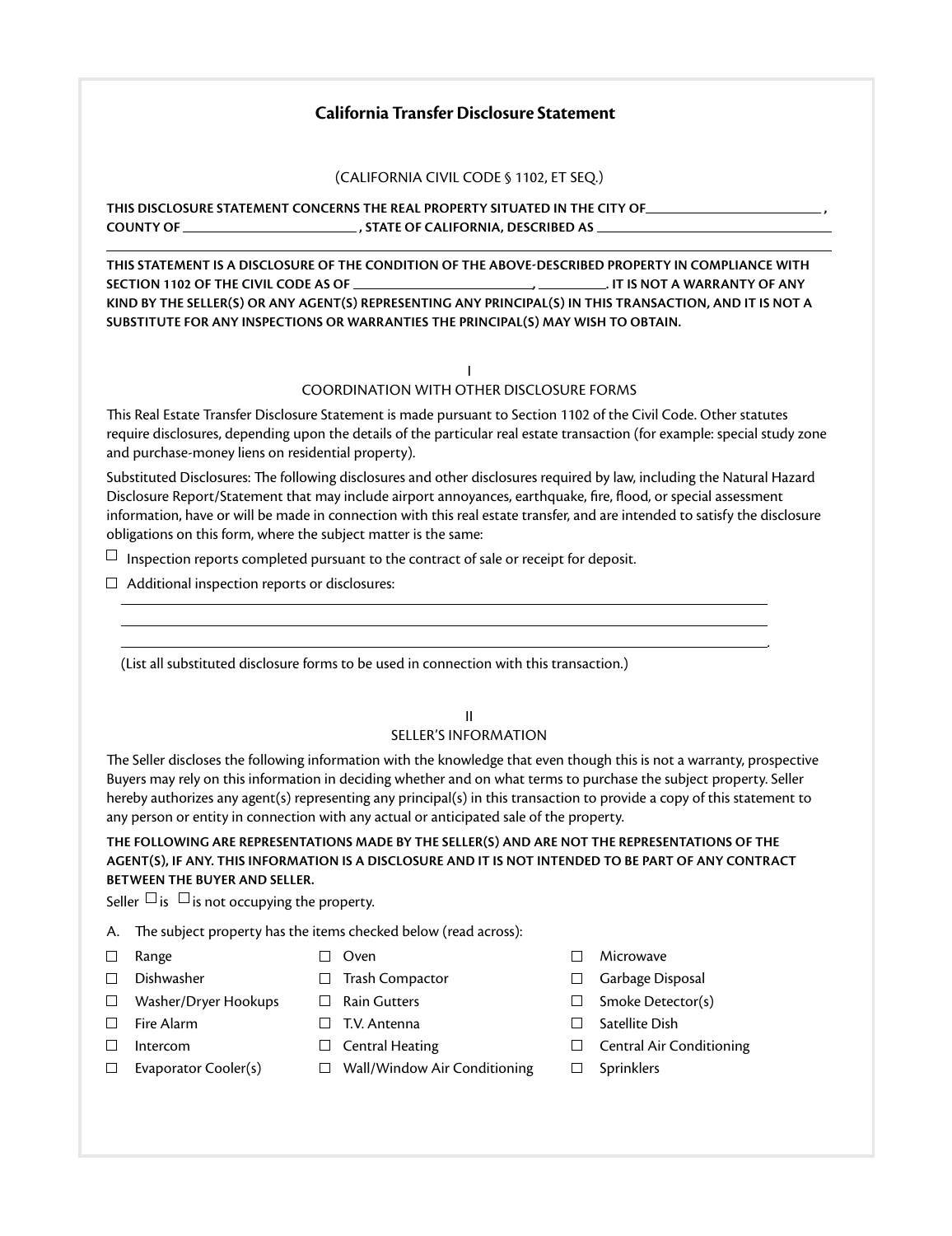# California Transfer Disclosure Statement

(CALIFORNIA CIVIL CODE § 1102, ET SEQ.)

**THIS DISCLOSURE STATEMENT CONCERNS THE REAL PROPERTY SITUATED IN THE CITY OF \_\_\_\_\_\_\_\_\_\_\_\_\_\_\_\_\_\_\_\_\_\_\_\_ , COUNTY OF \_\_\_\_\_\_\_\_\_\_\_\_\_\_\_\_\_\_\_\_\_\_\_\_ , STATE OF CALIFORNIA, DESCRIBED AS \_\_\_\_\_\_\_\_\_\_\_\_\_\_\_\_\_\_\_\_\_\_\_\_\_\_\_\_\_\_\_\_**

\_\_\_\_\_\_\_\_\_\_\_\_\_\_\_\_\_\_\_\_\_\_\_\_\_\_\_\_\_\_\_\_\_\_\_\_\_\_\_\_\_\_\_\_\_\_\_\_\_\_\_\_\_\_\_\_\_\_\_\_\_\_\_\_\_\_\_\_\_\_\_\_\_\_\_\_\_\_

**THIS STATEMENT IS A DISCLOSURE OF THE CONDITION OF THE ABOVE-DESCRIBED PROPERTY IN COMPLIANCE WITH SECTION 1102 OF THE CIVIL CODE AS OF \_\_\_\_\_\_\_\_\_\_\_\_\_\_\_\_\_\_\_\_\_\_\_\_, \_\_\_\_\_\_\_\_\_\_. IT IS NOT A WARRANTY OF ANY KIND BY THE SELLER(S) OR ANY AGENT(S) REPRESENTING ANY PRINCIPAL(S) IN THIS TRANSACTION, AND IT IS NOT A SUBSTITUTE FOR ANY INSPECTIONS OR WARRANTIES THE PRINCIPAL(S) MAY WISH TO OBTAIN.**

## I
## COORDINATION WITH OTHER DISCLOSURE FORMS

This Real Estate Transfer Disclosure Statement is made pursuant to Section 1102 of the Civil Code. Other statutes require disclosures, depending upon the details of the particular real estate transaction (for example: special study zone and purchase-money liens on residential property).

Substituted Disclosures: The following disclosures and other disclosures required by law, including the Natural Hazard Disclosure Report/Statement that may include airport annoyances, earthquake, fire, flood, or special assessment information, have or will be made in connection with this real estate transfer, and are intended to satisfy the disclosure obligations on this form, where the subject matter is the same:

☐ Inspection reports completed pursuant to the contract of sale or receipt for deposit.

☐ Additional inspection reports or disclosures:

\_\_\_\_\_\_\_\_\_\_\_\_\_\_\_\_\_\_\_\_\_\_\_\_\_\_\_\_\_\_\_\_\_\_\_\_\_\_\_\_\_\_\_\_\_\_\_\_\_\_\_\_\_\_\_\_\_\_\_\_\_\_\_\_\_\_\_\_\_\_

\_\_\_\_\_\_\_\_\_\_\_\_\_\_\_\_\_\_\_\_\_\_\_\_\_\_\_\_\_\_\_\_\_\_\_\_\_\_\_\_\_\_\_\_\_\_\_\_\_\_\_\_\_\_\_\_\_\_\_\_\_\_\_\_\_\_\_\_\_\_

\_\_\_\_\_\_\_\_\_\_\_\_\_\_\_\_\_\_\_\_\_\_\_\_\_\_\_\_\_\_\_\_\_\_\_\_\_\_\_\_\_\_\_\_\_\_\_\_\_\_\_\_\_\_\_\_\_\_\_\_\_\_\_\_\_\_\_\_\_\_.

(List all substituted disclosure forms to be used in connection with this transaction.)

## II
## SELLER'S INFORMATION

The Seller discloses the following information with the knowledge that even though this is not a warranty, prospective Buyers may rely on this information in deciding whether and on what terms to purchase the subject property. Seller hereby authorizes any agent(s) representing any principal(s) in this transaction to provide a copy of this statement to any person or entity in connection with any actual or anticipated sale of the property.

**THE FOLLOWING ARE REPRESENTATIONS MADE BY THE SELLER(S) AND ARE NOT THE REPRESENTATIONS OF THE AGENT(S), IF ANY. THIS INFORMATION IS A DISCLOSURE AND IT IS NOT INTENDED TO BE PART OF ANY CONTRACT BETWEEN THE BUYER AND SELLER.**

Seller ☐ is ☐ is not occupying the property.

A. The subject property has the items checked below (read across):

| | | |
|---|---|---|
| ☐ Range | ☐ Oven | ☐ Microwave |
| ☐ Dishwasher | ☐ Trash Compactor | ☐ Garbage Disposal |
| ☐ Washer/Dryer Hookups | ☐ Rain Gutters | ☐ Smoke Detector(s) |
| ☐ Fire Alarm | ☐ T.V. Antenna | ☐ Satellite Dish |
| ☐ Intercom | ☐ Central Heating | ☐ Central Air Conditioning |
| ☐ Evaporator Cooler(s) | ☐ Wall/Window Air Conditioning | ☐ Sprinklers |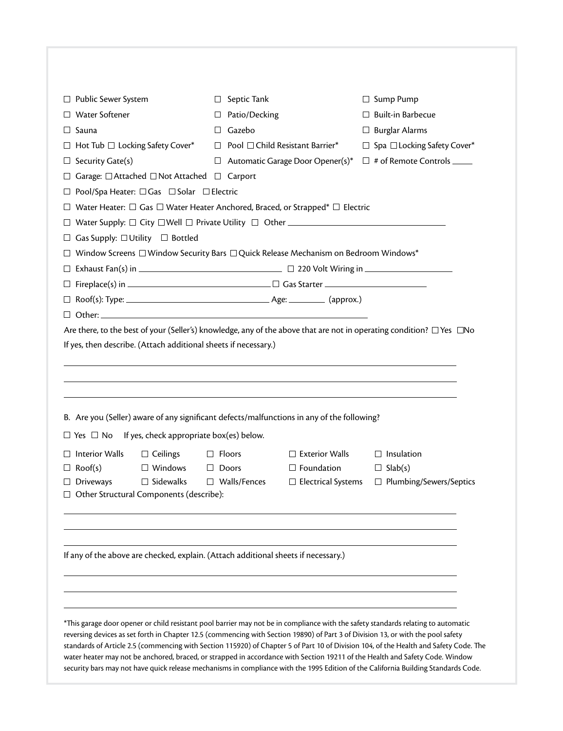☐ Public Sewer System ☐ Septic Tank ☐ Sump Pump

☐ Water Softener ☐ Patio/Decking ☐ Built-in Barbecue

☐ Sauna ☐ Gazebo ☐ Burglar Alarms

☐ Hot Tub ☐ Locking Safety Cover* ☐ Pool ☐ Child Resistant Barrier* ☐ Spa ☐ Locking Safety Cover*

☐ Security Gate(s) ☐ Automatic Garage Door Opener(s)* ☐ # of Remote Controls ____

☐ Garage: ☐ Attached ☐ Not Attached ☐ Carport

☐ Pool/Spa Heater: ☐ Gas ☐ Solar ☐ Electric

☐ Water Heater: ☐ Gas ☐ Water Heater Anchored, Braced, or Strapped* ☐ Electric

☐ Water Supply: ☐ City ☐ Well ☐ Private Utility ☐ Other ______________________________

☐ Gas Supply: ☐ Utility ☐ Bottled

☐ Window Screens ☐ Window Security Bars ☐ Quick Release Mechanism on Bedroom Windows*

☐ Exhaust Fan(s) in ______________________________ ☐ 220 Volt Wiring in __________________

☐ Fireplace(s) in ______________________________ ☐ Gas Starter ______________________

☐ Roof(s): Type: ______________________________ Age: ________ (approx.)

☐ Other: ______________________________________________________________

Are there, to the best of your (Seller's) knowledge, any of the above that are not in operating condition? ☐ Yes ☐ No

If yes, then describe. (Attach additional sheets if necessary.)

______________________________________________________________________________

______________________________________________________________________________

______________________________________________________________________________

B. Are you (Seller) aware of any significant defects/malfunctions in any of the following?

☐ Yes ☐ No If yes, check appropriate box(es) below.

☐ Interior Walls ☐ Ceilings ☐ Floors ☐ Exterior Walls ☐ Insulation

☐ Roof(s) ☐ Windows ☐ Doors ☐ Foundation ☐ Slab(s)

☐ Driveways ☐ Sidewalks ☐ Walls/Fences ☐ Electrical Systems ☐ Plumbing/Sewers/Septics

☐ Other Structural Components (describe):

______________________________________________________________________________

______________________________________________________________________________

______________________________________________________________________________

If any of the above are checked, explain. (Attach additional sheets if necessary.)

______________________________________________________________________________

______________________________________________________________________________

______________________________________________________________________________

*This garage door opener or child resistant pool barrier may not be in compliance with the safety standards relating to automatic reversing devices as set forth in Chapter 12.5 (commencing with Section 19890) of Part 3 of Division 13, or with the pool safety standards of Article 2.5 (commencing with Section 115920) of Chapter 5 of Part 10 of Division 104, of the Health and Safety Code. The water heater may not be anchored, braced, or strapped in accordance with Section 19211 of the Health and Safety Code. Window security bars may not have quick release mechanisms in compliance with the 1995 Edition of the California Building Standards Code.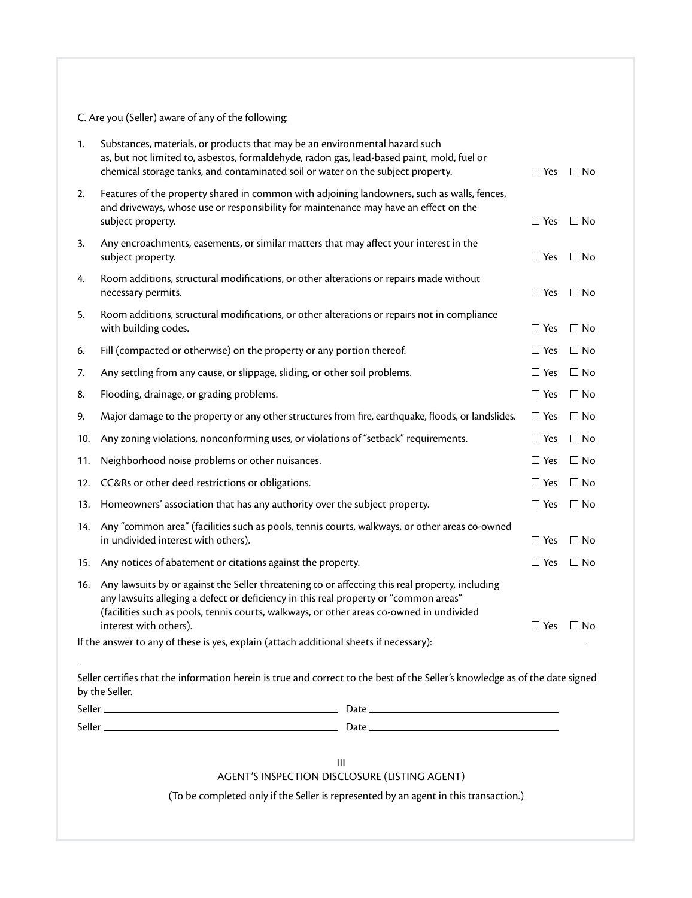C. Are you (Seller) aware of any of the following:

| | | | |
|---|---|---|---|
| 1. | Substances, materials, or products that may be an environmental hazard such as, but not limited to, asbestos, formaldehyde, radon gas, lead-based paint, mold, fuel or chemical storage tanks, and contaminated soil or water on the subject property. | ☐ Yes | ☐ No |
| 2. | Features of the property shared in common with adjoining landowners, such as walls, fences, and driveways, whose use or responsibility for maintenance may have an effect on the subject property. | ☐ Yes | ☐ No |
| 3. | Any encroachments, easements, or similar matters that may affect your interest in the subject property. | ☐ Yes | ☐ No |
| 4. | Room additions, structural modifications, or other alterations or repairs made without necessary permits. | ☐ Yes | ☐ No |
| 5. | Room additions, structural modifications, or other alterations or repairs not in compliance with building codes. | ☐ Yes | ☐ No |
| 6. | Fill (compacted or otherwise) on the property or any portion thereof. | ☐ Yes | ☐ No |
| 7. | Any settling from any cause, or slippage, sliding, or other soil problems. | ☐ Yes | ☐ No |
| 8. | Flooding, drainage, or grading problems. | ☐ Yes | ☐ No |
| 9. | Major damage to the property or any other structures from fire, earthquake, floods, or landslides. | ☐ Yes | ☐ No |
| 10. | Any zoning violations, nonconforming uses, or violations of "setback" requirements. | ☐ Yes | ☐ No |
| 11. | Neighborhood noise problems or other nuisances. | ☐ Yes | ☐ No |
| 12. | CC&Rs or other deed restrictions or obligations. | ☐ Yes | ☐ No |
| 13. | Homeowners' association that has any authority over the subject property. | ☐ Yes | ☐ No |
| 14. | Any "common area" (facilities such as pools, tennis courts, walkways, or other areas co-owned in undivided interest with others). | ☐ Yes | ☐ No |
| 15. | Any notices of abatement or citations against the property. | ☐ Yes | ☐ No |
| 16. | Any lawsuits by or against the Seller threatening to or affecting this real property, including any lawsuits alleging a defect or deficiency in this real property or "common areas" (facilities such as pools, tennis courts, walkways, or other areas co-owned in undivided interest with others). | ☐ Yes | ☐ No |

If the answer to any of these is yes, explain (attach additional sheets if necessary): ______________________________

_____________________________________________________________________________

Seller certifies that the information herein is true and correct to the best of the Seller's knowledge as of the date signed by the Seller.

Seller ______________________________ Date ______________________________

Seller ______________________________ Date ______________________________

## III
## AGENT'S INSPECTION DISCLOSURE (LISTING AGENT)

(To be completed only if the Seller is represented by an agent in this transaction.)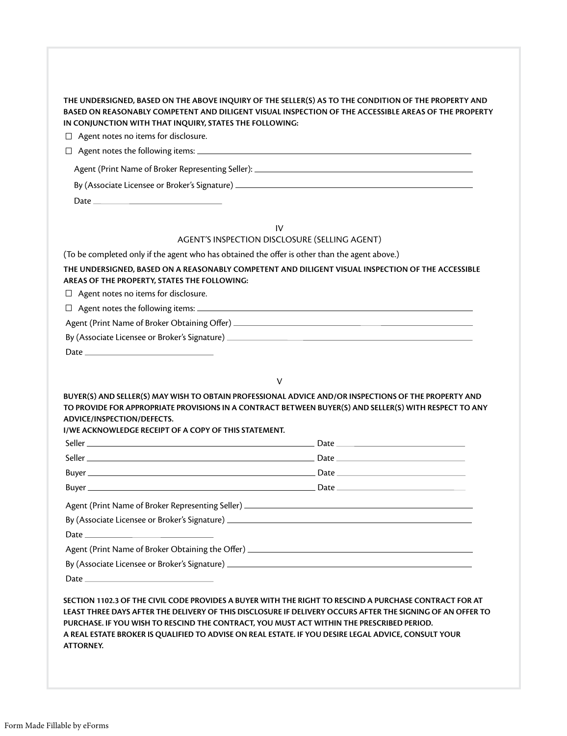**THE UNDERSIGNED, BASED ON THE ABOVE INQUIRY OF THE SELLER(S) AS TO THE CONDITION OF THE PROPERTY AND BASED ON REASONABLY COMPETENT AND DILIGENT VISUAL INSPECTION OF THE ACCESSIBLE AREAS OF THE PROPERTY IN CONJUNCTION WITH THAT INQUIRY, STATES THE FOLLOWING:**

☐ Agent notes no items for disclosure.

☐ Agent notes the following items: ______________________________

Agent (Print Name of Broker Representing Seller): ______________________________

By (Associate Licensee or Broker's Signature) ______________________________

Date ______________________________

## IV

## AGENT'S INSPECTION DISCLOSURE (SELLING AGENT)

(To be completed only if the agent who has obtained the offer is other than the agent above.)

**THE UNDERSIGNED, BASED ON A REASONABLY COMPETENT AND DILIGENT VISUAL INSPECTION OF THE ACCESSIBLE AREAS OF THE PROPERTY, STATES THE FOLLOWING:**

☐ Agent notes no items for disclosure.

☐ Agent notes the following items: ______________________________

Agent (Print Name of Broker Obtaining Offer) ______________________________

By (Associate Licensee or Broker's Signature) ______________________________

Date ______________________________

## V

**BUYER(S) AND SELLER(S) MAY WISH TO OBTAIN PROFESSIONAL ADVICE AND/OR INSPECTIONS OF THE PROPERTY AND TO PROVIDE FOR APPROPRIATE PROVISIONS IN A CONTRACT BETWEEN BUYER(S) AND SELLER(S) WITH RESPECT TO ANY ADVICE/INSPECTION/DEFECTS.**

**I/WE ACKNOWLEDGE RECEIPT OF A COPY OF THIS STATEMENT.**

Seller ______________________________ Date ______________________________

Seller ______________________________ Date ______________________________

Buyer ______________________________ Date ______________________________

Buyer ______________________________ Date ______________________________

Agent (Print Name of Broker Representing Seller) ______________________________

By (Associate Licensee or Broker's Signature) ______________________________

Date ______________________________

Agent (Print Name of Broker Obtaining the Offer) ______________________________

By (Associate Licensee or Broker's Signature) ______________________________

Date ______________________________

**SECTION 1102.3 OF THE CIVIL CODE PROVIDES A BUYER WITH THE RIGHT TO RESCIND A PURCHASE CONTRACT FOR AT LEAST THREE DAYS AFTER THE DELIVERY OF THIS DISCLOSURE IF DELIVERY OCCURS AFTER THE SIGNING OF AN OFFER TO PURCHASE. IF YOU WISH TO RESCIND THE CONTRACT, YOU MUST ACT WITHIN THE PRESCRIBED PERIOD.**

**A REAL ESTATE BROKER IS QUALIFIED TO ADVISE ON REAL ESTATE. IF YOU DESIRE LEGAL ADVICE, CONSULT YOUR ATTORNEY.**